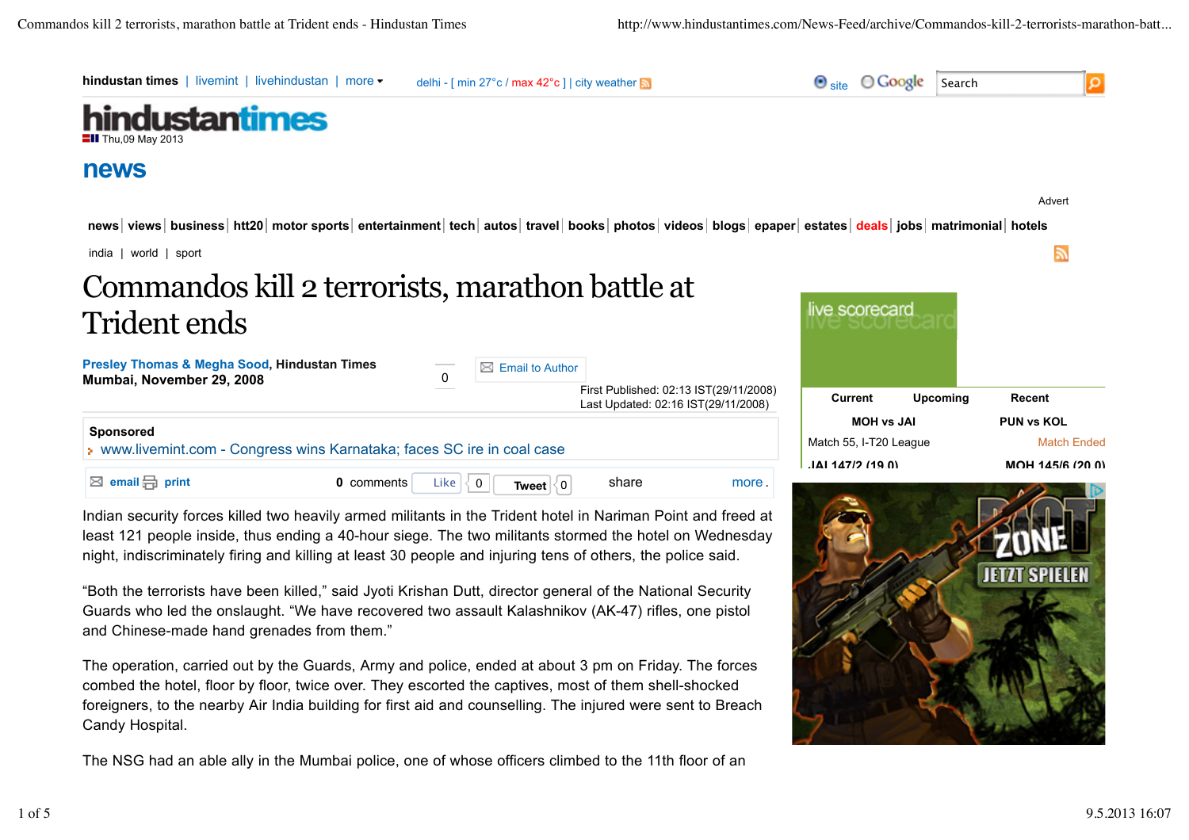# Commandos kill 2 terrorists, marathon battle at Trident ends

**Presley Thomas & Megha Sood**, **Hindustan Times**
**Mumbai, November 29, 2008**

First Published: 02:13 IST(29/11/2008)
Last Updated: 02:16 IST(29/11/2008)

Indian security forces killed two heavily armed militants in the Trident hotel in Nariman Point and freed at least 121 people inside, thus ending a 40-hour siege. The two militants stormed the hotel on Wednesday night, indiscriminately firing and killing at least 30 people and injuring tens of others, the police said.

“Both the terrorists have been killed,” said Jyoti Krishan Dutt, director general of the National Security Guards who led the onslaught. “We have recovered two assault Kalashnikov (AK-47) rifles, one pistol and Chinese-made hand grenades from them.”

The operation, carried out by the Guards, Army and police, ended at about 3 pm on Friday. The forces combed the hotel, floor by floor, twice over. They escorted the captives, most of them shell-shocked foreigners, to the nearby Air India building for first aid and counselling. The injured were sent to Breach Candy Hospital.

The NSG had an able ally in the Mumbai police, one of whose officers climbed to the 11th floor of an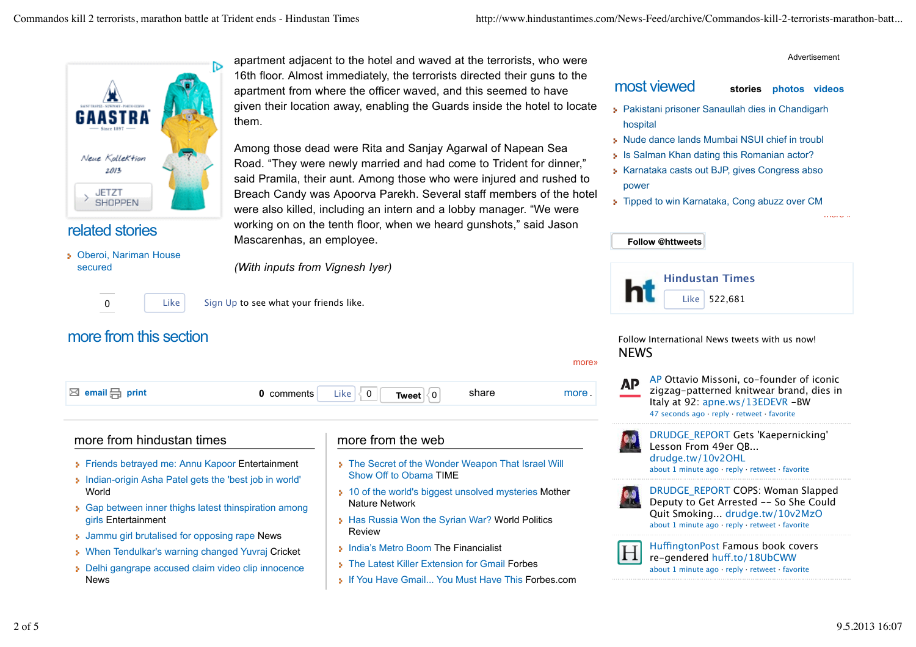apartment adjacent to the hotel and waved at the terrorists, who were 16th floor. Almost immediately, the terrorists directed their guns to the apartment from where the officer waved, and this seemed to have given their location away, enabling the Guards inside the hotel to locate them.

Among those dead were Rita and Sanjay Agarwal of Napean Sea Road. “They were newly married and had come to Trident for dinner,” said Pramila, their aunt. Among those who were injured and rushed to Breach Candy was Apoorva Parekh. Several staff members of the hotel were also killed, including an intern and a lobby manager. “We were working on on the tenth floor, when we heard gunshots,” said Jason Mascarenhas, an employee.

*(With inputs from Vignesh Iyer)*

## related stories

- Oberoi, Nariman House secured

0 Like Sign Up to see what your friends like.

## more from this section

more»

email print 0 comments Like 0 Tweet 0 share more.

## more from hindustan times

- Friends betrayed me: Annu Kapoor Entertainment
- Indian-origin Asha Patel gets the 'best job in world' World
- Gap between inner thighs latest thinspiration among girls Entertainment
- Jammu girl brutalised for opposing rape News
- When Tendulkar's warning changed Yuvraj Cricket
- Delhi gangrape accused claim video clip innocence News

## more from the web

- The Secret of the Wonder Weapon That Israel Will Show Off to Obama TIME
- 10 of the world's biggest unsolved mysteries Mother Nature Network
- Has Russia Won the Syrian War? World Politics Review
- India's Metro Boom The Financialist
- The Latest Killer Extension for Gmail Forbes
- If You Have Gmail... You Must Have This Forbes.com

Advertisement

## most viewed

stories photos videos

- Pakistani prisoner Sanaullah dies in Chandigarh hospital
- Nude dance lands Mumbai NSUI chief in troubl
- Is Salman Khan dating this Romanian actor?
- Karnataka casts out BJP, gives Congress abso power
- Tipped to win Karnataka, Cong abuzz over CM

Follow @httweets

Hindustan Times Like 522,681

Follow International News tweets with us now!

NEWS

AP Ottavio Missoni, co-founder of iconic zigzag-patterned knitwear brand, dies in Italy at 92: apne.ws/13EDEVR -BW
47 seconds ago · reply · retweet · favorite

DRUDGE_REPORT Gets 'Kaepernicking' Lesson From 49er QB... drudge.tw/10v2OHL
about 1 minute ago · reply · retweet · favorite

DRUDGE_REPORT COPS: Woman Slapped Deputy to Get Arrested -- So She Could Quit Smoking... drudge.tw/10v2MzO
about 1 minute ago · reply · retweet · favorite

HuffingtonPost Famous book covers re-gendered huff.to/18UbCWW
about 1 minute ago · reply · retweet · favorite